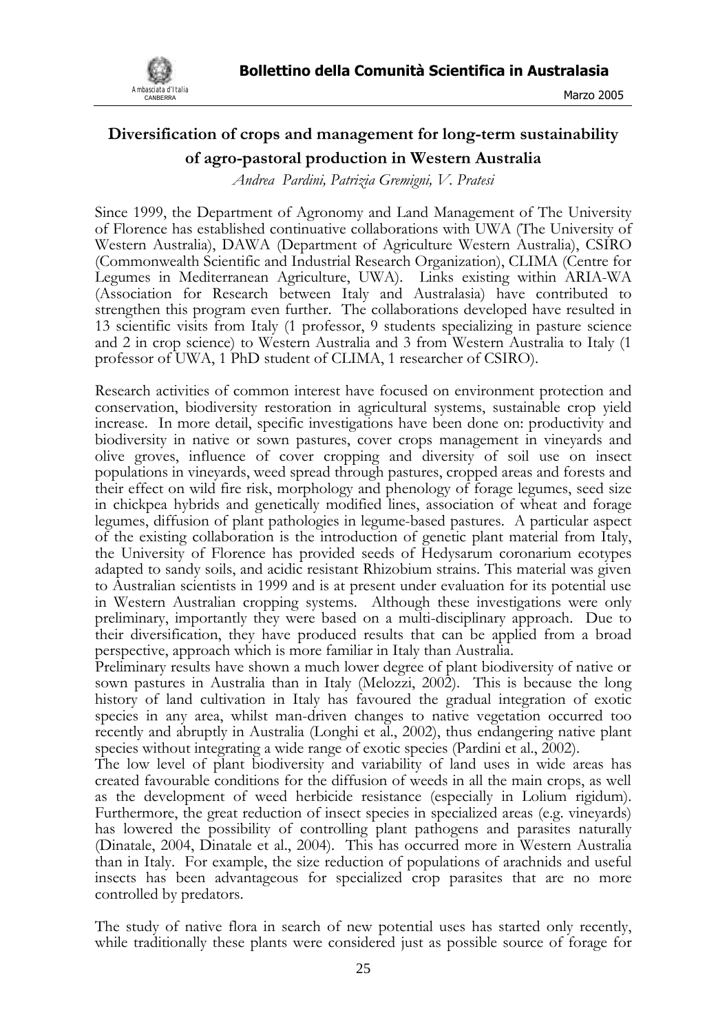# Diversification of crops and management for long-term sustainability of agro-pastoral production in Western Australia

*Andrea Pardini, Patrizia Gremigni, V. Pratesi*

Since 1999, the Department of Agronomy and Land Management of The University of Florence has established continuative collaborations with UWA (The University of Western Australia), DAWA (Department of Agriculture Western Australia), CSIRO (Commonwealth Scientific and Industrial Research Organization), CLIMA (Centre for Legumes in Mediterranean Agriculture, UWA). Links existing within ARIA-WA (Association for Research between Italy and Australasia) have contributed to strengthen this program even further. The collaborations developed have resulted in 13 scientific visits from Italy (1 professor, 9 students specializing in pasture science and 2 in crop science) to Western Australia and 3 from Western Australia to Italy (1 professor of UWA, 1 PhD student of CLIMA, 1 researcher of CSIRO).

Research activities of common interest have focused on environment protection and conservation, biodiversity restoration in agricultural systems, sustainable crop yield increase. In more detail, specific investigations have been done on: productivity and biodiversity in native or sown pastures, cover crops management in vineyards and olive groves, influence of cover cropping and diversity of soil use on insect populations in vineyards, weed spread through pastures, cropped areas and forests and their effect on wild fire risk, morphology and phenology of forage legumes, seed size in chickpea hybrids and genetically modified lines, association of wheat and forage legumes, diffusion of plant pathologies in legume-based pastures. A particular aspect of the existing collaboration is the introduction of genetic plant material from Italy, the University of Florence has provided seeds of Hedysarum coronarium ecotypes adapted to sandy soils, and acidic resistant Rhizobium strains. This material was given to Australian scientists in 1999 and is at present under evaluation for its potential use in Western Australian cropping systems. Although these investigations were only preliminary, importantly they were based on a multi-disciplinary approach. Due to their diversification, they have produced results that can be applied from a broad perspective, approach which is more familiar in Italy than Australia.

Preliminary results have shown a much lower degree of plant biodiversity of native or sown pastures in Australia than in Italy (Melozzi, 2002). This is because the long history of land cultivation in Italy has favoured the gradual integration of exotic species in any area, whilst man-driven changes to native vegetation occurred too recently and abruptly in Australia (Longhi et al., 2002), thus endangering native plant species without integrating a wide range of exotic species (Pardini et al., 2002).

The low level of plant biodiversity and variability of land uses in wide areas has created favourable conditions for the diffusion of weeds in all the main crops, as well as the development of weed herbicide resistance (especially in Lolium rigidum). Furthermore, the great reduction of insect species in specialized areas (e.g. vineyards) has lowered the possibility of controlling plant pathogens and parasites naturally (Dinatale, 2004, Dinatale et al., 2004). This has occurred more in Western Australia than in Italy. For example, the size reduction of populations of arachnids and useful insects has been advantageous for specialized crop parasites that are no more controlled by predators.

The study of native flora in search of new potential uses has started only recently, while traditionally these plants were considered just as possible source of forage for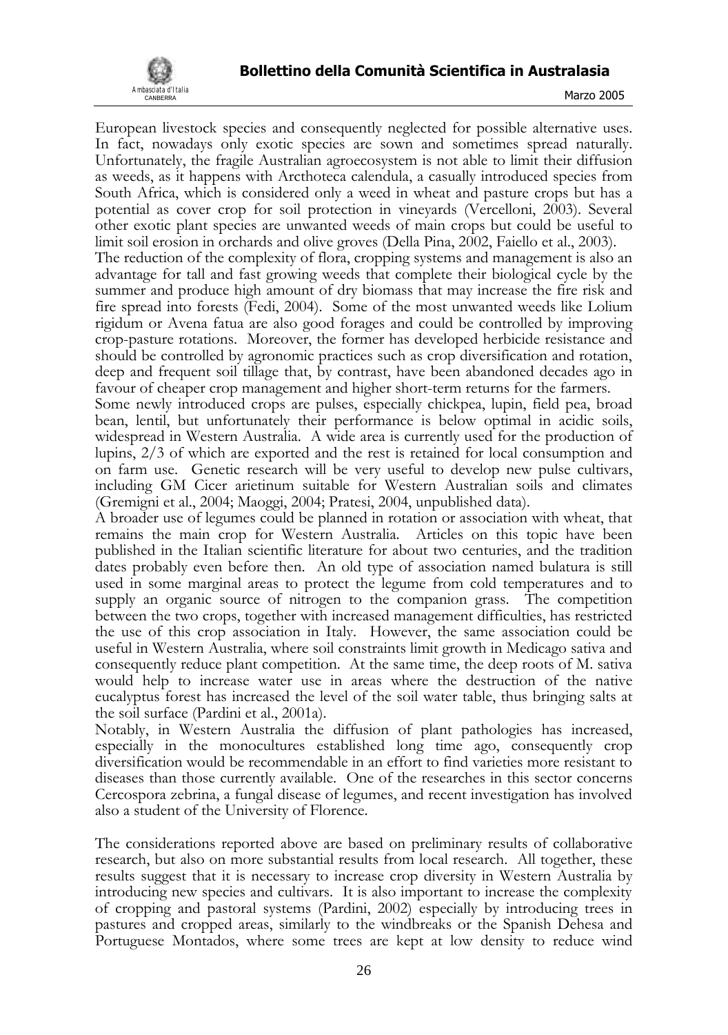European livestock species and consequently neglected for possible alternative uses. In fact, nowadays only exotic species are sown and sometimes spread naturally. Unfortunately, the fragile Australian agroecosystem is not able to limit their diffusion as weeds, as it happens with Arcthoteca calendula, a casually introduced species from South Africa, which is considered only a weed in wheat and pasture crops but has a potential as cover crop for soil protection in vineyards (Vercelloni, 2003). Several other exotic plant species are unwanted weeds of main crops but could be useful to limit soil erosion in orchards and olive groves (Della Pina, 2002, Faiello et al., 2003).

The reduction of the complexity of flora, cropping systems and management is also an advantage for tall and fast growing weeds that complete their biological cycle by the summer and produce high amount of dry biomass that may increase the fire risk and fire spread into forests (Fedi, 2004). Some of the most unwanted weeds like Lolium rigidum or Avena fatua are also good forages and could be controlled by improving crop-pasture rotations. Moreover, the former has developed herbicide resistance and should be controlled by agronomic practices such as crop diversification and rotation, deep and frequent soil tillage that, by contrast, have been abandoned decades ago in favour of cheaper crop management and higher short-term returns for the farmers.

Some newly introduced crops are pulses, especially chickpea, lupin, field pea, broad bean, lentil, but unfortunately their performance is below optimal in acidic soils, widespread in Western Australia. A wide area is currently used for the production of lupins, 2/3 of which are exported and the rest is retained for local consumption and on farm use. Genetic research will be very useful to develop new pulse cultivars, including GM Cicer arietinum suitable for Western Australian soils and climates (Gremigni et al., 2004; Maoggi, 2004; Pratesi, 2004, unpublished data).

A broader use of legumes could be planned in rotation or association with wheat, that remains the main crop for Western Australia. Articles on this topic have been published in the Italian scientific literature for about two centuries, and the tradition dates probably even before then. An old type of association named bulatura is still used in some marginal areas to protect the legume from cold temperatures and to supply an organic source of nitrogen to the companion grass. The competition between the two crops, together with increased management difficulties, has restricted the use of this crop association in Italy. However, the same association could be useful in Western Australia, where soil constraints limit growth in Medicago sativa and consequently reduce plant competition. At the same time, the deep roots of M. sativa would help to increase water use in areas where the destruction of the native eucalyptus forest has increased the level of the soil water table, thus bringing salts at the soil surface (Pardini et al., 2001a).

Notably, in Western Australia the diffusion of plant pathologies has increased, especially in the monocultures established long time ago, consequently crop diversification would be recommendable in an effort to find varieties more resistant to diseases than those currently available. One of the researches in this sector concerns Cercospora zebrina, a fungal disease of legumes, and recent investigation has involved also a student of the University of Florence.

The considerations reported above are based on preliminary results of collaborative research, but also on more substantial results from local research. All together, these results suggest that it is necessary to increase crop diversity in Western Australia by introducing new species and cultivars. It is also important to increase the complexity of cropping and pastoral systems (Pardini, 2002) especially by introducing trees in pastures and cropped areas, similarly to the windbreaks or the Spanish Dehesa and Portuguese Montados, where some trees are kept at low density to reduce wind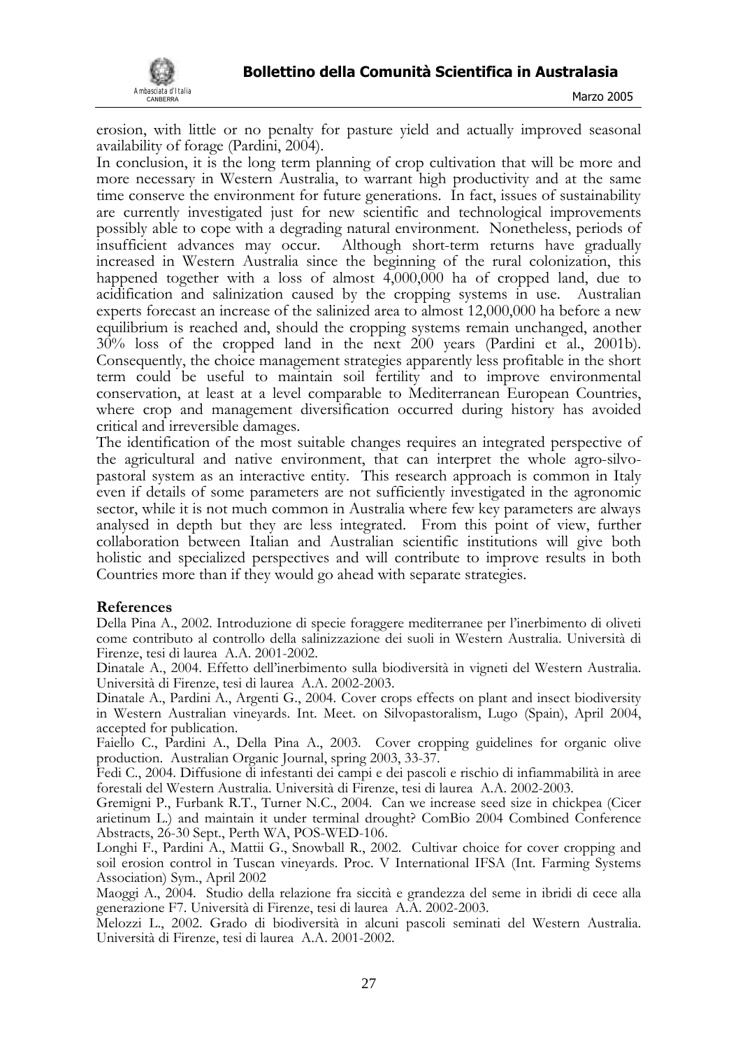erosion, with little or no penalty for pasture yield and actually improved seasonal availability of forage (Pardini, 2004).

In conclusion, it is the long term planning of crop cultivation that will be more and more necessary in Western Australia, to warrant high productivity and at the same time conserve the environment for future generations. In fact, issues of sustainability are currently investigated just for new scientific and technological improvements possibly able to cope with a degrading natural environment. Nonetheless, periods of insufficient advances may occur. Although short-term returns have gradually increased in Western Australia since the beginning of the rural colonization, this happened together with a loss of almost 4,000,000 ha of cropped land, due to acidification and salinization caused by the cropping systems in use. Australian experts forecast an increase of the salinized area to almost 12,000,000 ha before a new equilibrium is reached and, should the cropping systems remain unchanged, another 30% loss of the cropped land in the next 200 years (Pardini et al., 2001b). Consequently, the choice management strategies apparently less profitable in the short term could be useful to maintain soil fertility and to improve environmental conservation, at least at a level comparable to Mediterranean European Countries, where crop and management diversification occurred during history has avoided critical and irreversible damages.

The identification of the most suitable changes requires an integrated perspective of the agricultural and native environment, that can interpret the whole agro-silvo-pastoral system as an interactive entity. This research approach is common in Italy even if details of some parameters are not sufficiently investigated in the agronomic sector, while it is not much common in Australia where few key parameters are always analysed in depth but they are less integrated. From this point of view, further collaboration between Italian and Australian scientific institutions will give both holistic and specialized perspectives and will contribute to improve results in both Countries more than if they would go ahead with separate strategies.

**References**

Della Pina A., 2002. Introduzione di specie foraggere mediterranee per l'inerbimento di oliveti come contributo al controllo della salinizzazione dei suoli in Western Australia. Università di Firenze, tesi di laurea A.A. 2001-2002.

Dinatale A., 2004. Effetto dell'inerbimento sulla biodiversità in vigneti del Western Australia. Università di Firenze, tesi di laurea A.A. 2002-2003.

Dinatale A., Pardini A., Argenti G., 2004. Cover crops effects on plant and insect biodiversity in Western Australian vineyards. Int. Meet. on Silvopastoralism, Lugo (Spain), April 2004, accepted for publication.

Faiello C., Pardini A., Della Pina A., 2003. Cover cropping guidelines for organic olive production. Australian Organic Journal, spring 2003, 33-37.

Fedi C., 2004. Diffusione di infestanti dei campi e dei pascoli e rischio di infiammabilità in aree forestali del Western Australia. Università di Firenze, tesi di laurea A.A. 2002-2003.

Gremigni P., Furbank R.T., Turner N.C., 2004. Can we increase seed size in chickpea (Cicer arietinum L.) and maintain it under terminal drought? ComBio 2004 Combined Conference Abstracts, 26-30 Sept., Perth WA, POS-WED-106.

Longhi F., Pardini A., Mattii G., Snowball R., 2002. Cultivar choice for cover cropping and soil erosion control in Tuscan vineyards. Proc. V International IFSA (Int. Farming Systems Association) Sym., April 2002

Maoggi A., 2004. Studio della relazione fra siccità e grandezza del seme in ibridi di cece alla generazione F7. Università di Firenze, tesi di laurea A.A. 2002-2003.

Melozzi L., 2002. Grado di biodiversità in alcuni pascoli seminati del Western Australia. Università di Firenze, tesi di laurea A.A. 2001-2002.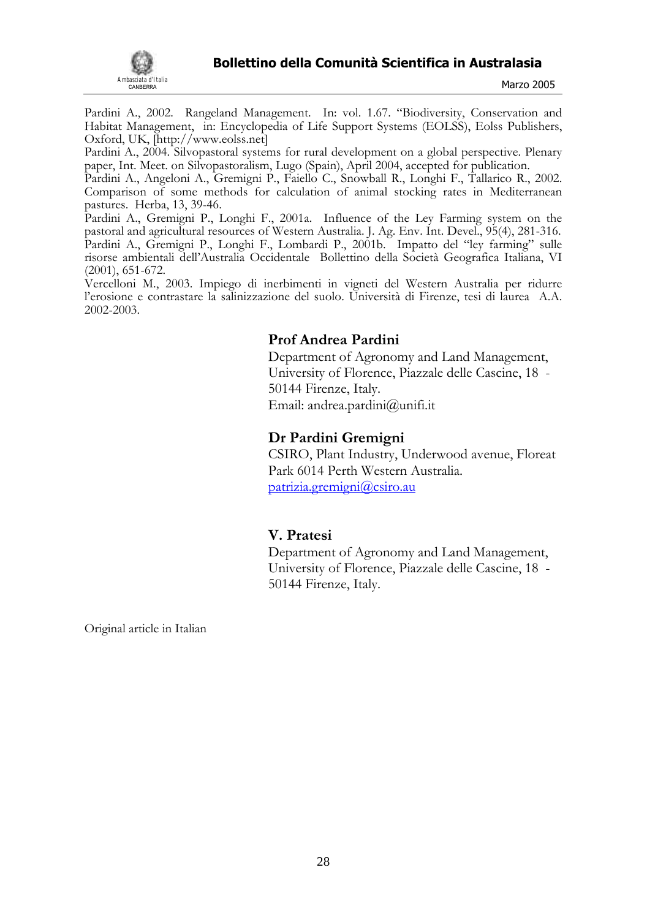Pardini A., 2002. Rangeland Management. In: vol. 1.67. "Biodiversity, Conservation and Habitat Management, in: Encyclopedia of Life Support Systems (EOLSS), Eolss Publishers, Oxford, UK, [http://www.eolss.net]

Pardini A., 2004. Silvopastoral systems for rural development on a global perspective. Plenary paper, Int. Meet. on Silvopastoralism, Lugo (Spain), April 2004, accepted for publication.

Pardini A., Angeloni A., Gremigni P., Faiello C., Snowball R., Longhi F., Tallarico R., 2002. Comparison of some methods for calculation of animal stocking rates in Mediterranean pastures. Herba, 13, 39-46.

Pardini A., Gremigni P., Longhi F., 2001a. Influence of the Ley Farming system on the pastoral and agricultural resources of Western Australia. J. Ag. Env. Int. Devel., 95(4), 281-316.

Pardini A., Gremigni P., Longhi F., Lombardi P., 2001b. Impatto del "ley farming" sulle risorse ambientali dell'Australia Occidentale Bollettino della Società Geografica Italiana, VI (2001), 651-672.

Vercelloni M., 2003. Impiego di inerbimenti in vigneti del Western Australia per ridurre l'erosione e contrastare la salinizzazione del suolo. Università di Firenze, tesi di laurea A.A. 2002-2003.

**Prof Andrea Pardini**
Department of Agronomy and Land Management, University of Florence, Piazzale delle Cascine, 18 - 50144 Firenze, Italy.
Email: andrea.pardini@unifi.it

**Dr Pardini Gremigni**
CSIRO, Plant Industry, Underwood avenue, Floreat Park 6014 Perth Western Australia.
patrizia.gremigni@csiro.au

**V. Pratesi**
Department of Agronomy and Land Management, University of Florence, Piazzale delle Cascine, 18 - 50144 Firenze, Italy.

Original article in Italian